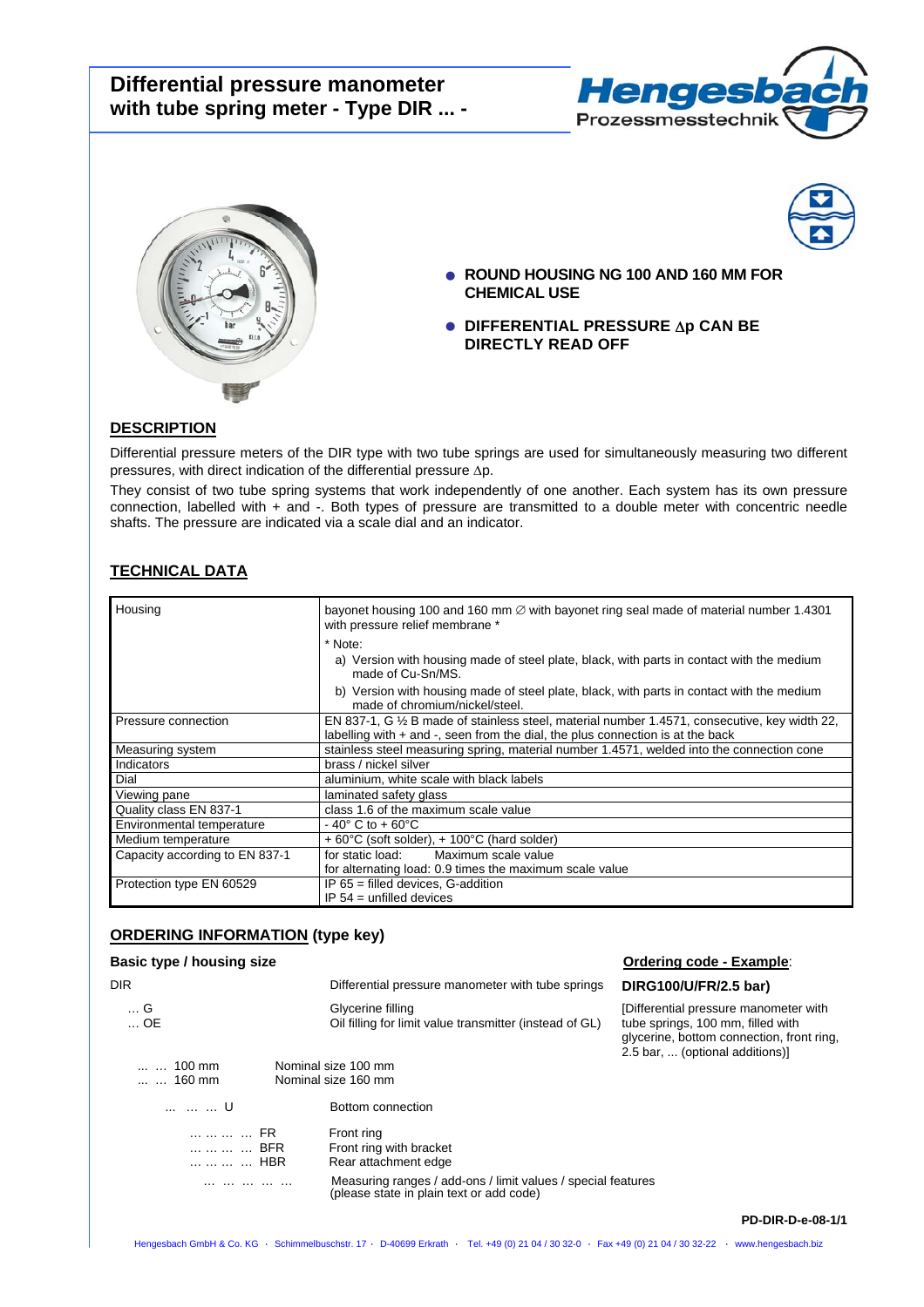# Differential pressure manometer with tube spring meter - Type DIR ... -

- **ROUND HOUSING NG 100 AND 160 MM FOR CHEMICAL USE**
- **DIFFERENTIAL PRESSURE $\Delta$p CAN BE DIRECTLY READ OFF**

## DESCRIPTION

Differential pressure meters of the DIR type with two tube springs are used for simultaneously measuring two different pressures, with direct indication of the differential pressure $\Delta$p.

They consist of two tube spring systems that work independently of one another. Each system has its own pressure connection, labelled with + and -. Both types of pressure are transmitted to a double meter with concentric needle shafts. The pressure are indicated via a scale dial and an indicator.

## TECHNICAL DATA

| | |
|---|---|
| Housing | bayonet housing 100 and 160 mm ∅ with bayonet ring seal made of material number 1.4301 with pressure relief membrane * <br> * Note: <br> a) Version with housing made of steel plate, black, with parts in contact with the medium made of Cu-Sn/MS. <br> b) Version with housing made of steel plate, black, with parts in contact with the medium made of chromium/nickel/steel. |
| Pressure connection | EN 837-1, G ½ B made of stainless steel, material number 1.4571, consecutive, key width 22, labelling with + and -, seen from the dial, the plus connection is at the back |
| Measuring system | stainless steel measuring spring, material number 1.4571, welded into the connection cone |
| Indicators | brass / nickel silver |
| Dial | aluminium, white scale with black labels |
| Viewing pane | laminated safety glass |
| Quality class EN 837-1 | class 1.6 of the maximum scale value |
| Environmental temperature | - 40° C to + 60°C |
| Medium temperature | + 60°C (soft solder), + 100°C (hard solder) |
| Capacity according to EN 837-1 | for static load: Maximum scale value <br> for alternating load: 0.9 times the maximum scale value |
| Protection type EN 60529 | IP 65 = filled devices, G-addition <br> IP 54 = unfilled devices |

## ORDERING INFORMATION (type key)

### Basic type / housing size

| | |
|---|---|
| DIR | Differential pressure manometer with tube springs |
| … G | Glycerine filling |
| … OE | Oil filling for limit value transmitter (instead of GL) |
| … … 100 mm | Nominal size 100 mm |
| … … 160 mm | Nominal size 160 mm |
| … … … U | Bottom connection |
| … … … … FR | Front ring |
| … … … … BFR | Front ring with bracket |
| … … … … HBR | Rear attachment edge |
| … … … … … | Measuring ranges / add-ons / limit values / special features (please state in plain text or add code) |

**Ordering code - Example:**

**DIRG100/U/FR/2.5 bar)**

[Differential pressure manometer with tube springs, 100 mm, filled with glycerine, bottom connection, front ring, 2.5 bar, ... (optional additions)]

**PD-DIR-D-e-08-1/1**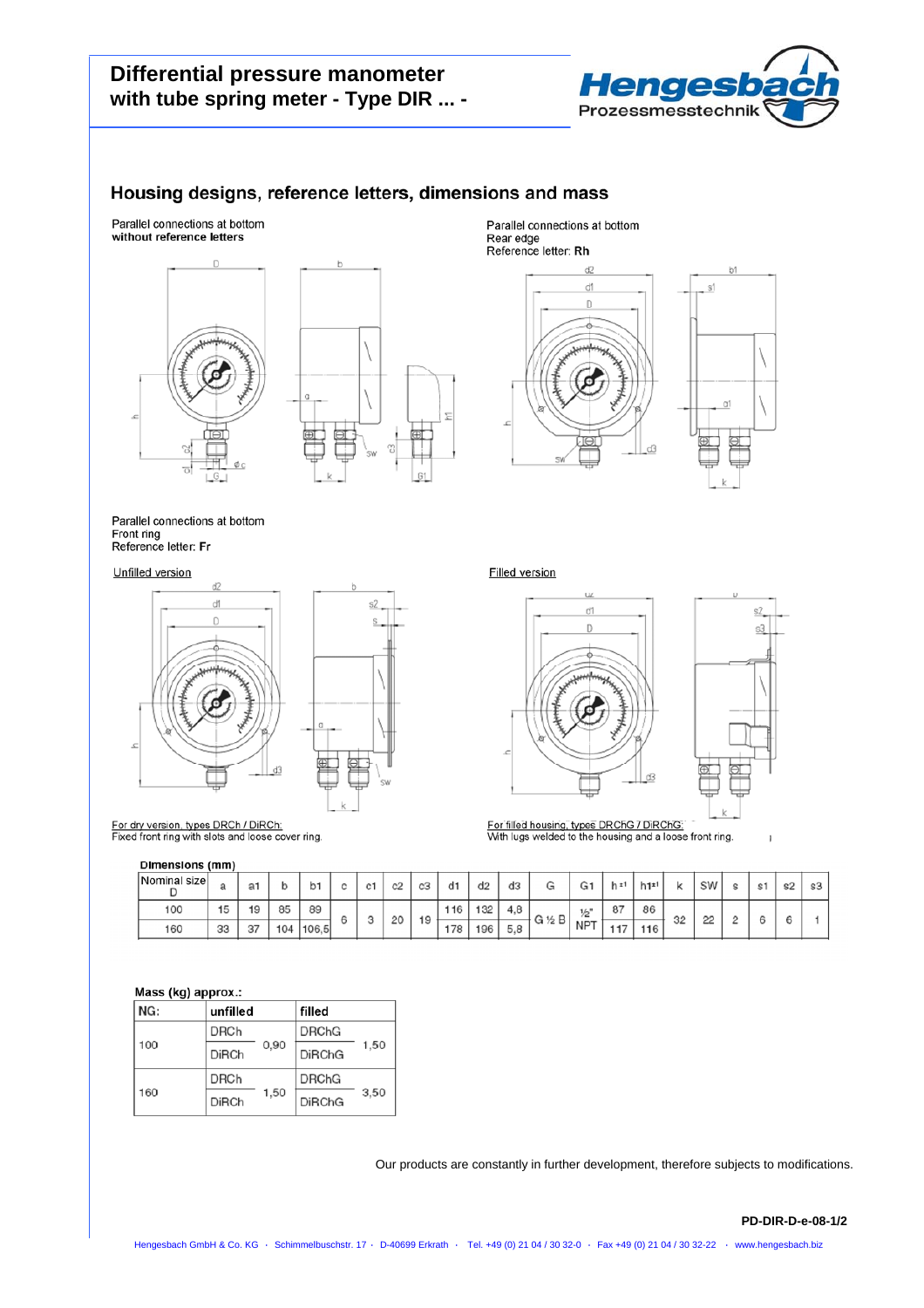# Differential pressure manometer with tube spring meter - Type DIR ... -

## Housing designs, reference letters, dimensions and mass

Parallel connections at bottom
**without reference letters**

Parallel connections at bottom
Rear edge
Reference letter: **Rh**

Parallel connections at bottom
Front ring
Reference letter: **Fr**

Unfilled version

Filled version

For dry version, types DRCh / DiRCh:
Fixed front ring with slots and loose cover ring.

For filled housing, types DRChG / DiRChG:
With lugs welded to the housing and a loose front ring.

**Dimensions (mm)**

| Nominal size D | a | a1 | b | b1 | c | c1 | c2 | c3 | d1 | d2 | d3 | G | G1 | h ±1 | h1±1 | k | SW | s | s1 | s2 | s3 |
|---|---|---|---|---|---|---|---|---|---|---|---|---|---|---|---|---|---|---|---|---|---|
| 100 | 15 | 19 | 85 | 89 | 6 | 3 | 20 | 19 | 116 | 132 | 4,8 | G ½ B | ½" NPT | 87 | 86 | 32 | 22 | 2 | 6 | 6 | 1 |
| 160 | 33 | 37 | 104 | 106,5 | | | | | 178 | 196 | 5,8 | | | 117 | 116 | | | | | | |

**Mass (kg) approx.:**

| NG: | unfilled | | filled | |
|---|---|---|---|---|
| 100 | DRCh | 0,90 | DRChG | 1,50 |
| | DiRCh | | DiRChG | |
| 160 | DRCh | 1,50 | DRChG | 3,50 |
| | DiRCh | | DiRChG | |

Our products are constantly in further development, therefore subjects to modifications.

PD-DIR-D-e-08-1/2

Hengesbach GmbH & Co. KG · Schimmelbuschstr. 17 · D-40699 Erkrath · Tel. +49 (0) 21 04 / 30 32-0 · Fax +49 (0) 21 04 / 30 32-22 · www.hengesbach.biz